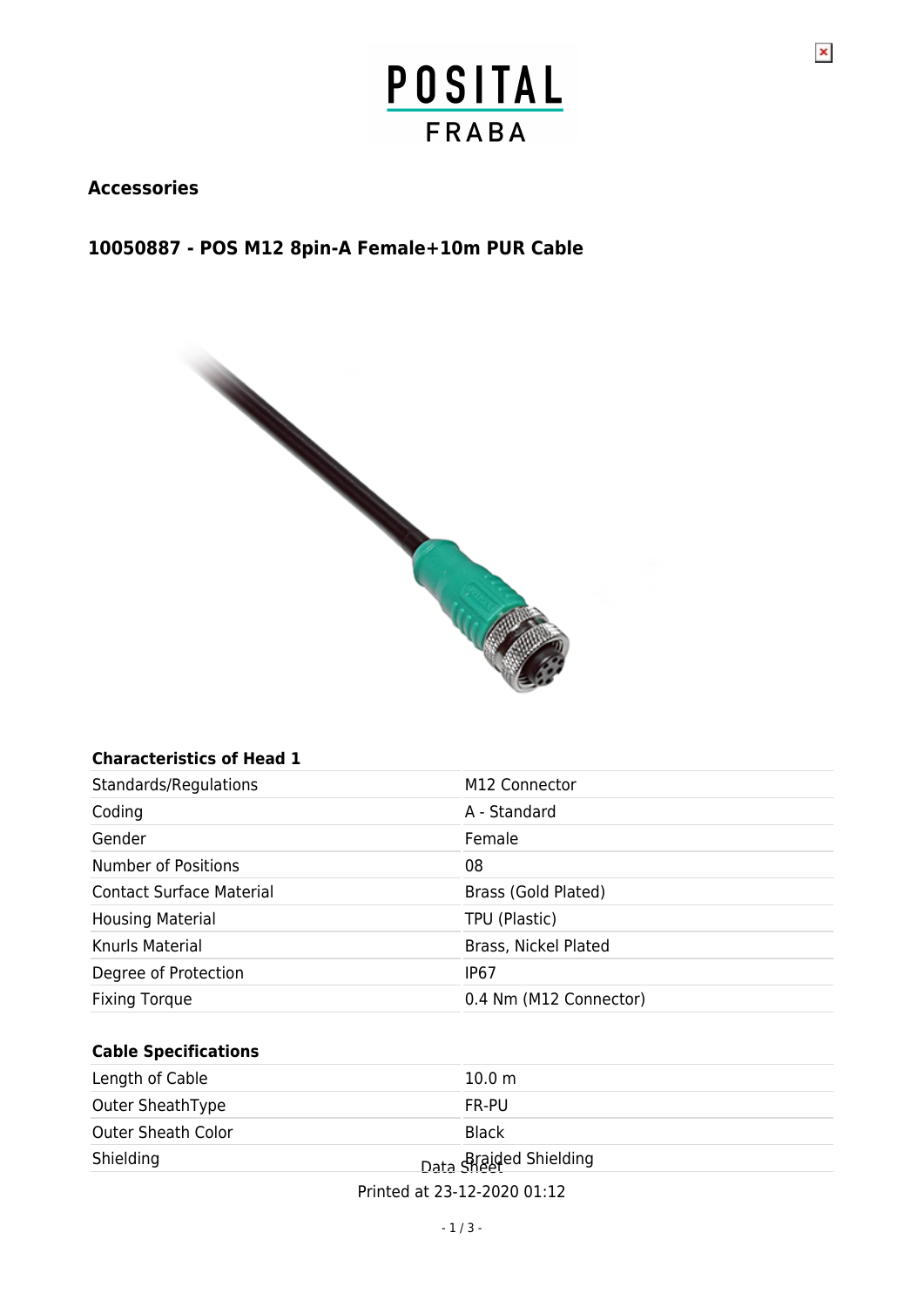POSITAL FRABA

## Accessories

## 10050887 - POS M12 8pin-A Female+10m PUR Cable

### Characteristics of Head 1

| | |
|---|---|
| Standards/Regulations | M12 Connector |
| Coding | A - Standard |
| Gender | Female |
| Number of Positions | 08 |
| Contact Surface Material | Brass (Gold Plated) |
| Housing Material | TPU (Plastic) |
| Knurls Material | Brass, Nickel Plated |
| Degree of Protection | IP67 |
| Fixing Torque | 0.4 Nm (M12 Connector) |

### Cable Specifications

| | |
|---|---|
| Length of Cable | 10.0 m |
| Outer SheathType | FR-PU |
| Outer Sheath Color | Black |
| Shielding | Braided Shielding |

Data Sheet

Printed at 23-12-2020 01:12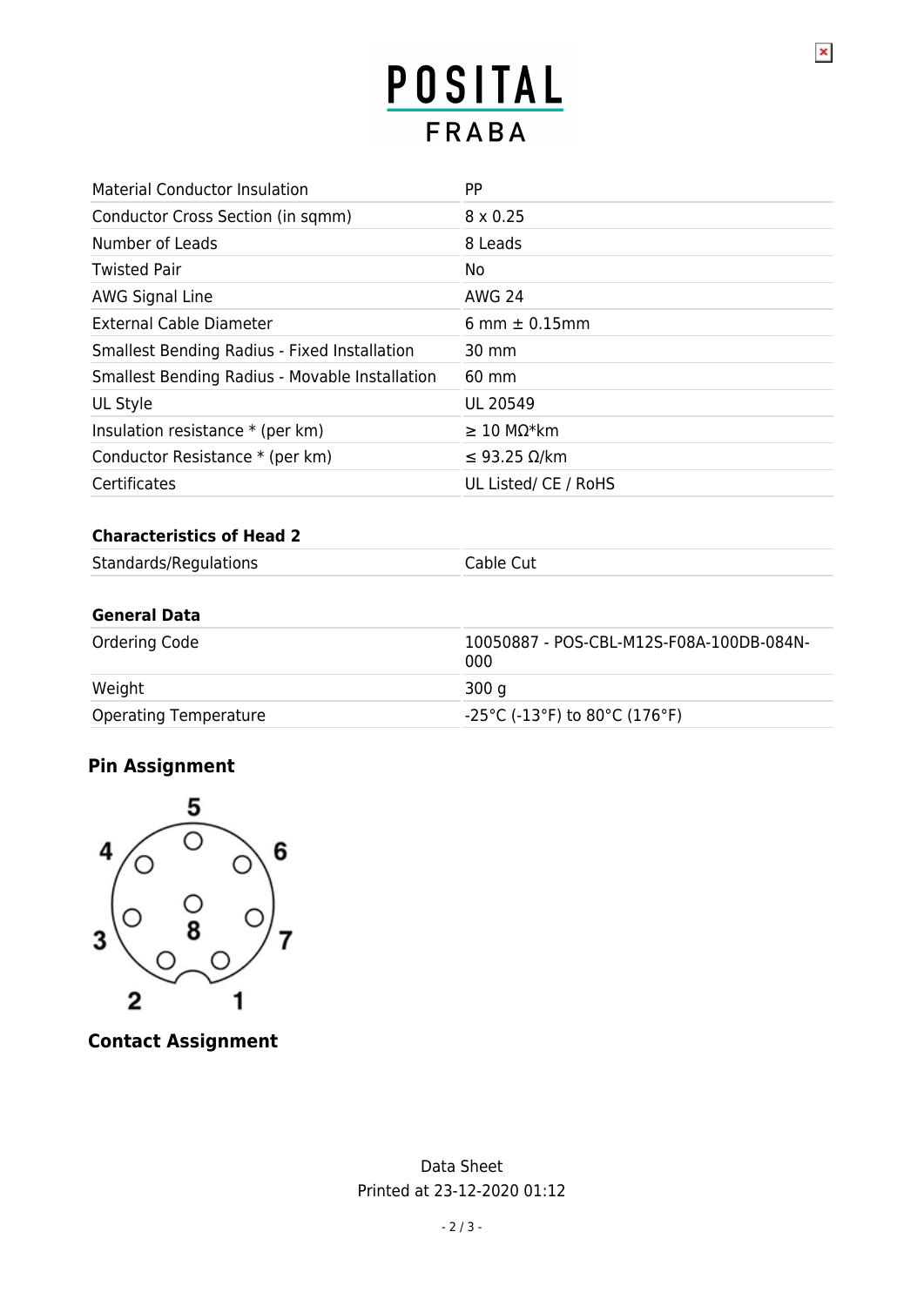| | |
|---|---|
| Material Conductor Insulation | PP |
| Conductor Cross Section (in sqmm) | 8 x 0.25 |
| Number of Leads | 8 Leads |
| Twisted Pair | No |
| AWG Signal Line | AWG 24 |
| External Cable Diameter | 6 mm ± 0.15mm |
| Smallest Bending Radius - Fixed Installation | 30 mm |
| Smallest Bending Radius - Movable Installation | 60 mm |
| UL Style | UL 20549 |
| Insulation resistance * (per km) | ≥ 10 MΩ*km |
| Conductor Resistance * (per km) | ≤ 93.25 Ω/km |
| Certificates | UL Listed/ CE / RoHS |

**Characteristics of Head 2**

| | |
|---|---|
| Standards/Regulations | Cable Cut |

**General Data**

| | |
|---|---|
| Ordering Code | 10050887 - POS-CBL-M12S-F08A-100DB-084N-000 |
| Weight | 300 g |
| Operating Temperature | -25°C (-13°F) to 80°C (176°F) |

## Pin Assignment

## Contact Assignment

Data Sheet
Printed at 23-12-2020 01:12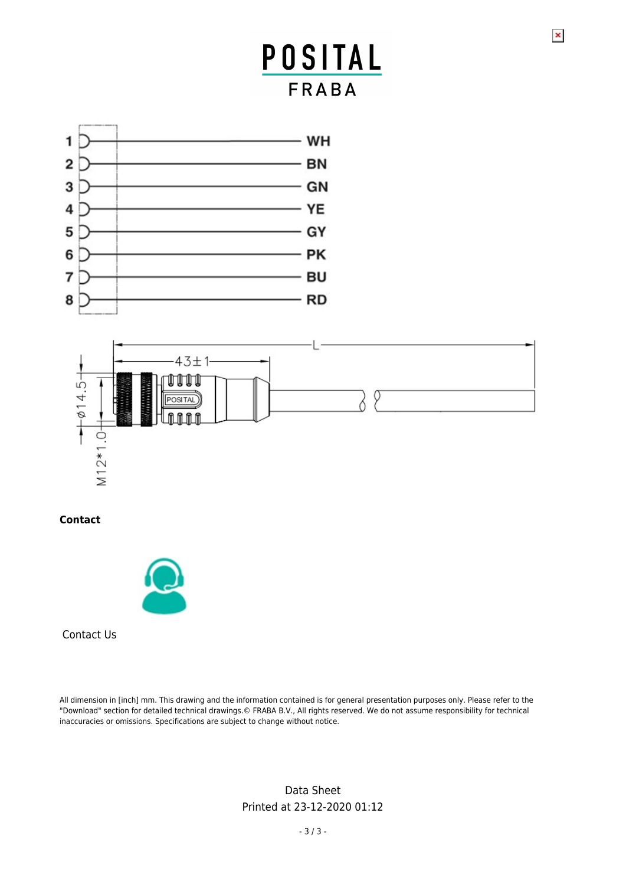1 WH
2 BN
3 GN
4 YE
5 GY
6 PK
7 BU
8 RD

L
43±1
Ø14.5
M12*1.0
POSITAL

**Contact**

Contact Us

All dimension in [inch] mm. This drawing and the information contained is for general presentation purposes only. Please refer to the "Download" section for detailed technical drawings.© FRABA B.V., All rights reserved. We do not assume responsibility for technical inaccuracies or omissions. Specifications are subject to change without notice.

Data Sheet
Printed at 23-12-2020 01:12